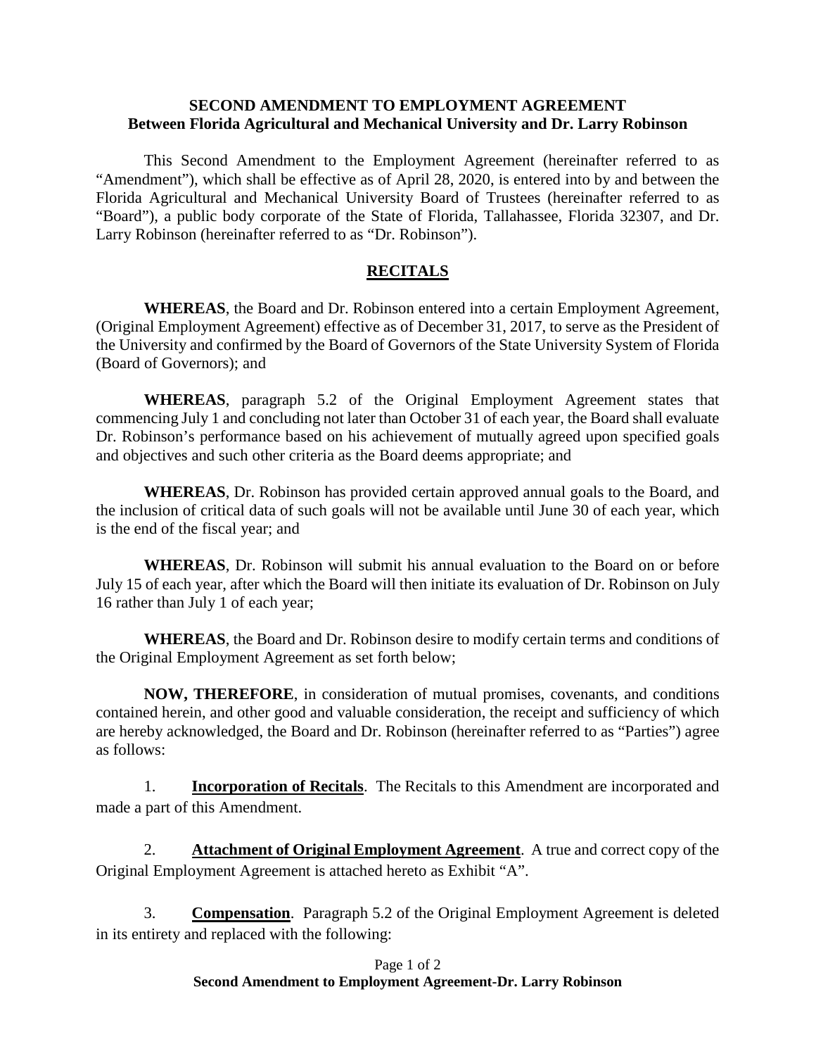**SECOND AMENDMENT TO EMPLOYMENT AGREEMENT**
**Between Florida Agricultural and Mechanical University and Dr. Larry Robinson**

This Second Amendment to the Employment Agreement (hereinafter referred to as "Amendment"), which shall be effective as of April 28, 2020, is entered into by and between the Florida Agricultural and Mechanical University Board of Trustees (hereinafter referred to as "Board"), a public body corporate of the State of Florida, Tallahassee, Florida 32307, and Dr. Larry Robinson (hereinafter referred to as "Dr. Robinson").

## RECITALS

**WHEREAS**, the Board and Dr. Robinson entered into a certain Employment Agreement, (Original Employment Agreement) effective as of December 31, 2017, to serve as the President of the University and confirmed by the Board of Governors of the State University System of Florida (Board of Governors); and

**WHEREAS**, paragraph 5.2 of the Original Employment Agreement states that commencing July 1 and concluding not later than October 31 of each year, the Board shall evaluate Dr. Robinson's performance based on his achievement of mutually agreed upon specified goals and objectives and such other criteria as the Board deems appropriate; and

**WHEREAS**, Dr. Robinson has provided certain approved annual goals to the Board, and the inclusion of critical data of such goals will not be available until June 30 of each year, which is the end of the fiscal year; and

**WHEREAS**, Dr. Robinson will submit his annual evaluation to the Board on or before July 15 of each year, after which the Board will then initiate its evaluation of Dr. Robinson on July 16 rather than July 1 of each year;

**WHEREAS**, the Board and Dr. Robinson desire to modify certain terms and conditions of the Original Employment Agreement as set forth below;

**NOW, THEREFORE**, in consideration of mutual promises, covenants, and conditions contained herein, and other good and valuable consideration, the receipt and sufficiency of which are hereby acknowledged, the Board and Dr. Robinson (hereinafter referred to as "Parties") agree as follows:

1. **Incorporation of Recitals**. The Recitals to this Amendment are incorporated and made a part of this Amendment.

2. **Attachment of Original Employment Agreement**. A true and correct copy of the Original Employment Agreement is attached hereto as Exhibit "A".

3. **Compensation**. Paragraph 5.2 of the Original Employment Agreement is deleted in its entirety and replaced with the following: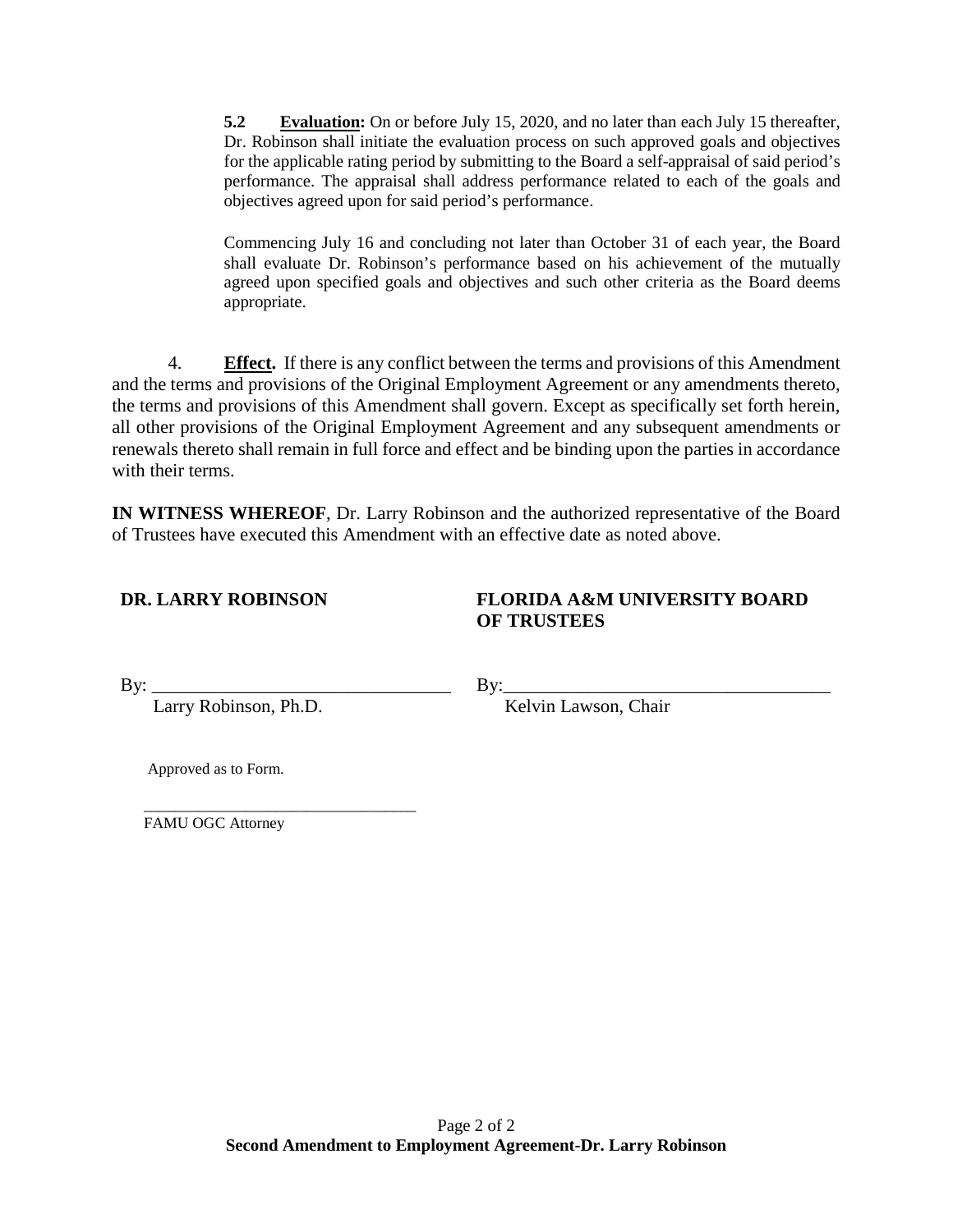**5.2** **<u>Evaluation:</u>** On or before July 15, 2020, and no later than each July 15 thereafter, Dr. Robinson shall initiate the evaluation process on such approved goals and objectives for the applicable rating period by submitting to the Board a self-appraisal of said period's performance. The appraisal shall address performance related to each of the goals and objectives agreed upon for said period's performance.

Commencing July 16 and concluding not later than October 31 of each year, the Board shall evaluate Dr. Robinson's performance based on his achievement of the mutually agreed upon specified goals and objectives and such other criteria as the Board deems appropriate.

4. **<u>Effect</u>.** If there is any conflict between the terms and provisions of this Amendment and the terms and provisions of the Original Employment Agreement or any amendments thereto, the terms and provisions of this Amendment shall govern. Except as specifically set forth herein, all other provisions of the Original Employment Agreement and any subsequent amendments or renewals thereto shall remain in full force and effect and be binding upon the parties in accordance with their terms.

**IN WITNESS WHEREOF**, Dr. Larry Robinson and the authorized representative of the Board of Trustees have executed this Amendment with an effective date as noted above.

**DR. LARRY ROBINSON**

By: ________________________________
Larry Robinson, Ph.D.

**FLORIDA A&M UNIVERSITY BOARD OF TRUSTEES**

By: ________________________________
Kelvin Lawson, Chair

Approved as to Form.

________________________________
FAMU OGC Attorney

**Second Amendment to Employment Agreement-Dr. Larry Robinson**